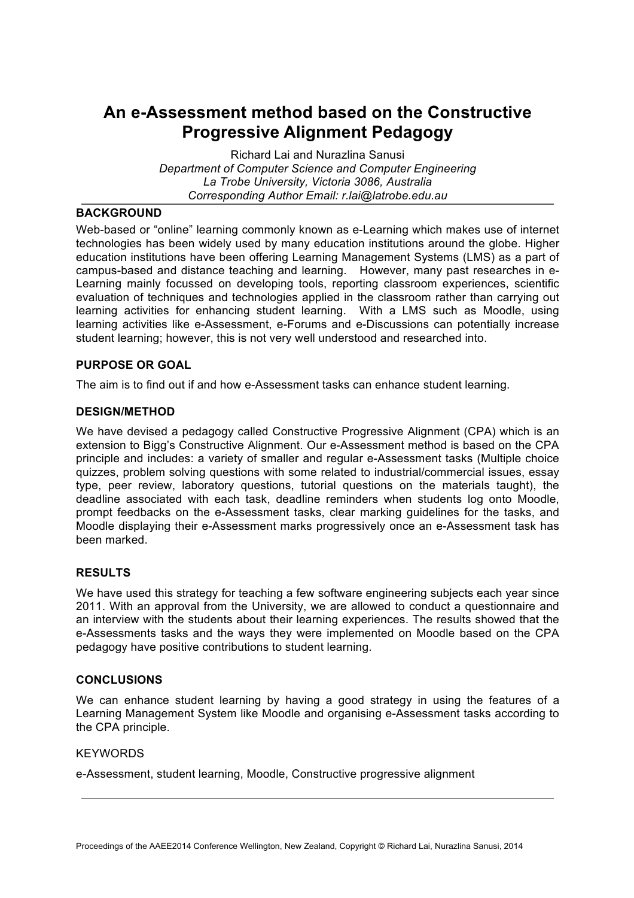# An e-Assessment method based on the Constructive Progressive Alignment Pedagogy

Richard Lai and Nurazlina Sanusi

*Department of Computer Science and Computer Engineering*
*La Trobe University, Victoria 3086, Australia*
*Corresponding Author Email: r.lai@latrobe.edu.au*

## BACKGROUND

Web-based or "online" learning commonly known as e-Learning which makes use of internet technologies has been widely used by many education institutions around the globe. Higher education institutions have been offering Learning Management Systems (LMS) as a part of campus-based and distance teaching and learning. However, many past researches in e-Learning mainly focussed on developing tools, reporting classroom experiences, scientific evaluation of techniques and technologies applied in the classroom rather than carrying out learning activities for enhancing student learning. With a LMS such as Moodle, using learning activities like e-Assessment, e-Forums and e-Discussions can potentially increase student learning; however, this is not very well understood and researched into.

## PURPOSE OR GOAL

The aim is to find out if and how e-Assessment tasks can enhance student learning.

## DESIGN/METHOD

We have devised a pedagogy called Constructive Progressive Alignment (CPA) which is an extension to Bigg's Constructive Alignment. Our e-Assessment method is based on the CPA principle and includes: a variety of smaller and regular e-Assessment tasks (Multiple choice quizzes, problem solving questions with some related to industrial/commercial issues, essay type, peer review, laboratory questions, tutorial questions on the materials taught), the deadline associated with each task, deadline reminders when students log onto Moodle, prompt feedbacks on the e-Assessment tasks, clear marking guidelines for the tasks, and Moodle displaying their e-Assessment marks progressively once an e-Assessment task has been marked.

## RESULTS

We have used this strategy for teaching a few software engineering subjects each year since 2011. With an approval from the University, we are allowed to conduct a questionnaire and an interview with the students about their learning experiences. The results showed that the e-Assessments tasks and the ways they were implemented on Moodle based on the CPA pedagogy have positive contributions to student learning.

## CONCLUSIONS

We can enhance student learning by having a good strategy in using the features of a Learning Management System like Moodle and organising e-Assessment tasks according to the CPA principle.

## KEYWORDS

e-Assessment, student learning, Moodle, Constructive progressive alignment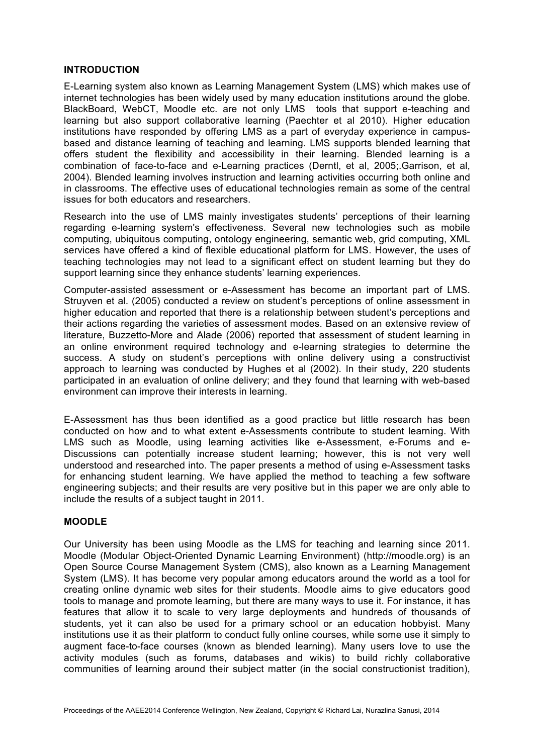## INTRODUCTION

E-Learning system also known as Learning Management System (LMS) which makes use of internet technologies has been widely used by many education institutions around the globe. BlackBoard, WebCT, Moodle etc. are not only LMS tools that support e-teaching and learning but also support collaborative learning (Paechter et al 2010). Higher education institutions have responded by offering LMS as a part of everyday experience in campus-based and distance learning of teaching and learning. LMS supports blended learning that offers student the flexibility and accessibility in their learning. Blended learning is a combination of face-to-face and e-Learning practices (Derntl, et al, 2005;.Garrison, et al, 2004). Blended learning involves instruction and learning activities occurring both online and in classrooms. The effective uses of educational technologies remain as some of the central issues for both educators and researchers.

Research into the use of LMS mainly investigates students' perceptions of their learning regarding e-learning system's effectiveness. Several new technologies such as mobile computing, ubiquitous computing, ontology engineering, semantic web, grid computing, XML services have offered a kind of flexible educational platform for LMS. However, the uses of teaching technologies may not lead to a significant effect on student learning but they do support learning since they enhance students' learning experiences.

Computer-assisted assessment or e-Assessment has become an important part of LMS. Struyven et al. (2005) conducted a review on student's perceptions of online assessment in higher education and reported that there is a relationship between student's perceptions and their actions regarding the varieties of assessment modes. Based on an extensive review of literature, Buzzetto-More and Alade (2006) reported that assessment of student learning in an online environment required technology and e-learning strategies to determine the success. A study on student's perceptions with online delivery using a constructivist approach to learning was conducted by Hughes et al (2002). In their study, 220 students participated in an evaluation of online delivery; and they found that learning with web-based environment can improve their interests in learning.

E-Assessment has thus been identified as a good practice but little research has been conducted on how and to what extent e-Assessments contribute to student learning. With LMS such as Moodle, using learning activities like e-Assessment, e-Forums and e-Discussions can potentially increase student learning; however, this is not very well understood and researched into. The paper presents a method of using e-Assessment tasks for enhancing student learning. We have applied the method to teaching a few software engineering subjects; and their results are very positive but in this paper we are only able to include the results of a subject taught in 2011.

## MOODLE

Our University has been using Moodle as the LMS for teaching and learning since 2011. Moodle (Modular Object-Oriented Dynamic Learning Environment) (http://moodle.org) is an Open Source Course Management System (CMS), also known as a Learning Management System (LMS). It has become very popular among educators around the world as a tool for creating online dynamic web sites for their students. Moodle aims to give educators good tools to manage and promote learning, but there are many ways to use it. For instance, it has features that allow it to scale to very large deployments and hundreds of thousands of students, yet it can also be used for a primary school or an education hobbyist. Many institutions use it as their platform to conduct fully online courses, while some use it simply to augment face-to-face courses (known as blended learning). Many users love to use the activity modules (such as forums, databases and wikis) to build richly collaborative communities of learning around their subject matter (in the social constructionist tradition),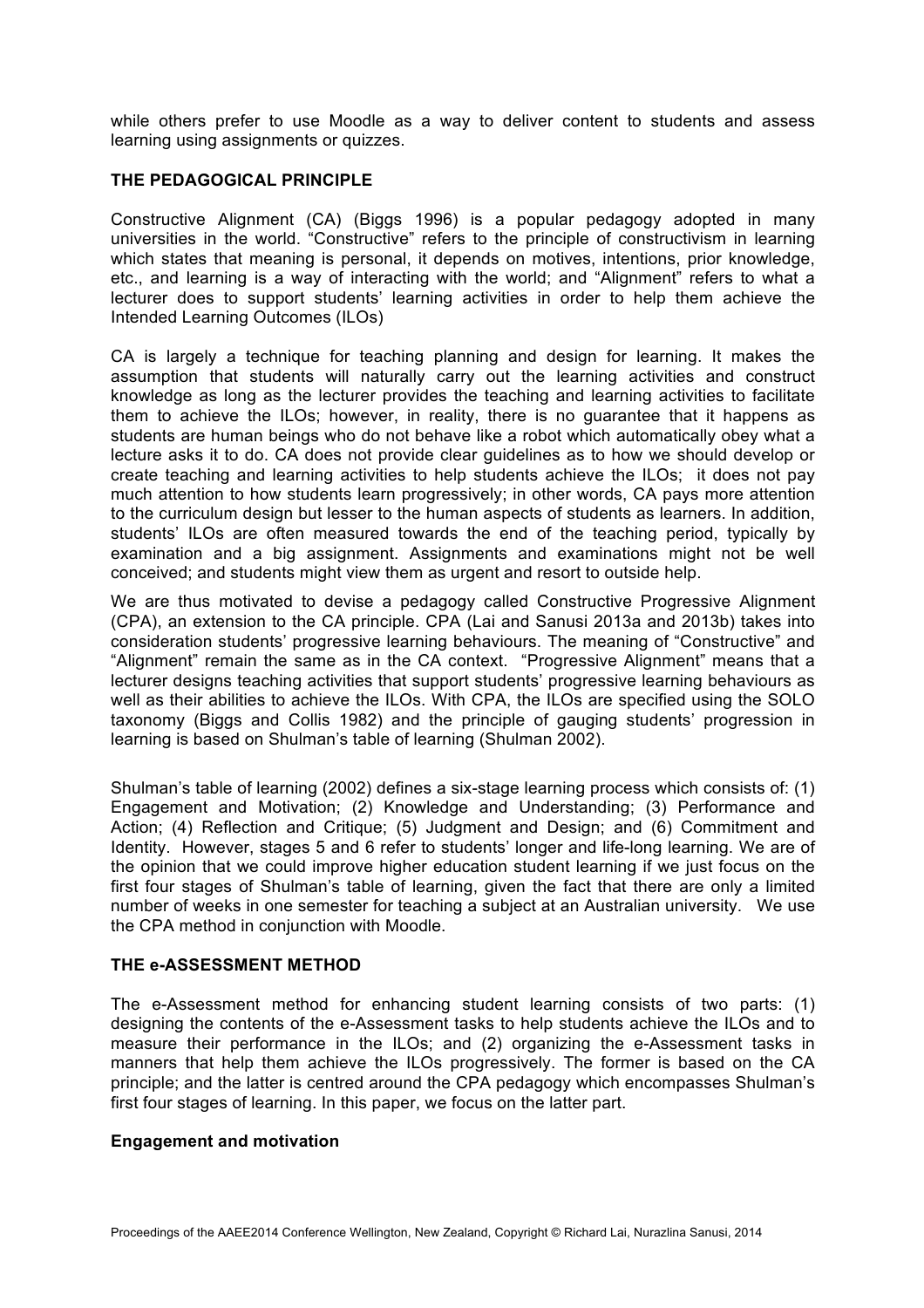while others prefer to use Moodle as a way to deliver content to students and assess learning using assignments or quizzes.

## THE PEDAGOGICAL PRINCIPLE

Constructive Alignment (CA) (Biggs 1996) is a popular pedagogy adopted in many universities in the world. "Constructive" refers to the principle of constructivism in learning which states that meaning is personal, it depends on motives, intentions, prior knowledge, etc., and learning is a way of interacting with the world; and "Alignment" refers to what a lecturer does to support students' learning activities in order to help them achieve the Intended Learning Outcomes (ILOs)

CA is largely a technique for teaching planning and design for learning. It makes the assumption that students will naturally carry out the learning activities and construct knowledge as long as the lecturer provides the teaching and learning activities to facilitate them to achieve the ILOs; however, in reality, there is no guarantee that it happens as students are human beings who do not behave like a robot which automatically obey what a lecture asks it to do. CA does not provide clear guidelines as to how we should develop or create teaching and learning activities to help students achieve the ILOs; it does not pay much attention to how students learn progressively; in other words, CA pays more attention to the curriculum design but lesser to the human aspects of students as learners. In addition, students' ILOs are often measured towards the end of the teaching period, typically by examination and a big assignment. Assignments and examinations might not be well conceived; and students might view them as urgent and resort to outside help.

We are thus motivated to devise a pedagogy called Constructive Progressive Alignment (CPA), an extension to the CA principle. CPA (Lai and Sanusi 2013a and 2013b) takes into consideration students' progressive learning behaviours. The meaning of "Constructive" and "Alignment" remain the same as in the CA context. "Progressive Alignment" means that a lecturer designs teaching activities that support students' progressive learning behaviours as well as their abilities to achieve the ILOs. With CPA, the ILOs are specified using the SOLO taxonomy (Biggs and Collis 1982) and the principle of gauging students' progression in learning is based on Shulman's table of learning (Shulman 2002).

Shulman's table of learning (2002) defines a six-stage learning process which consists of: (1) Engagement and Motivation; (2) Knowledge and Understanding; (3) Performance and Action; (4) Reflection and Critique; (5) Judgment and Design; and (6) Commitment and Identity. However, stages 5 and 6 refer to students' longer and life-long learning. We are of the opinion that we could improve higher education student learning if we just focus on the first four stages of Shulman's table of learning, given the fact that there are only a limited number of weeks in one semester for teaching a subject at an Australian university. We use the CPA method in conjunction with Moodle.

## THE e-ASSESSMENT METHOD

The e-Assessment method for enhancing student learning consists of two parts: (1) designing the contents of the e-Assessment tasks to help students achieve the ILOs and to measure their performance in the ILOs; and (2) organizing the e-Assessment tasks in manners that help them achieve the ILOs progressively. The former is based on the CA principle; and the latter is centred around the CPA pedagogy which encompasses Shulman's first four stages of learning. In this paper, we focus on the latter part.

### Engagement and motivation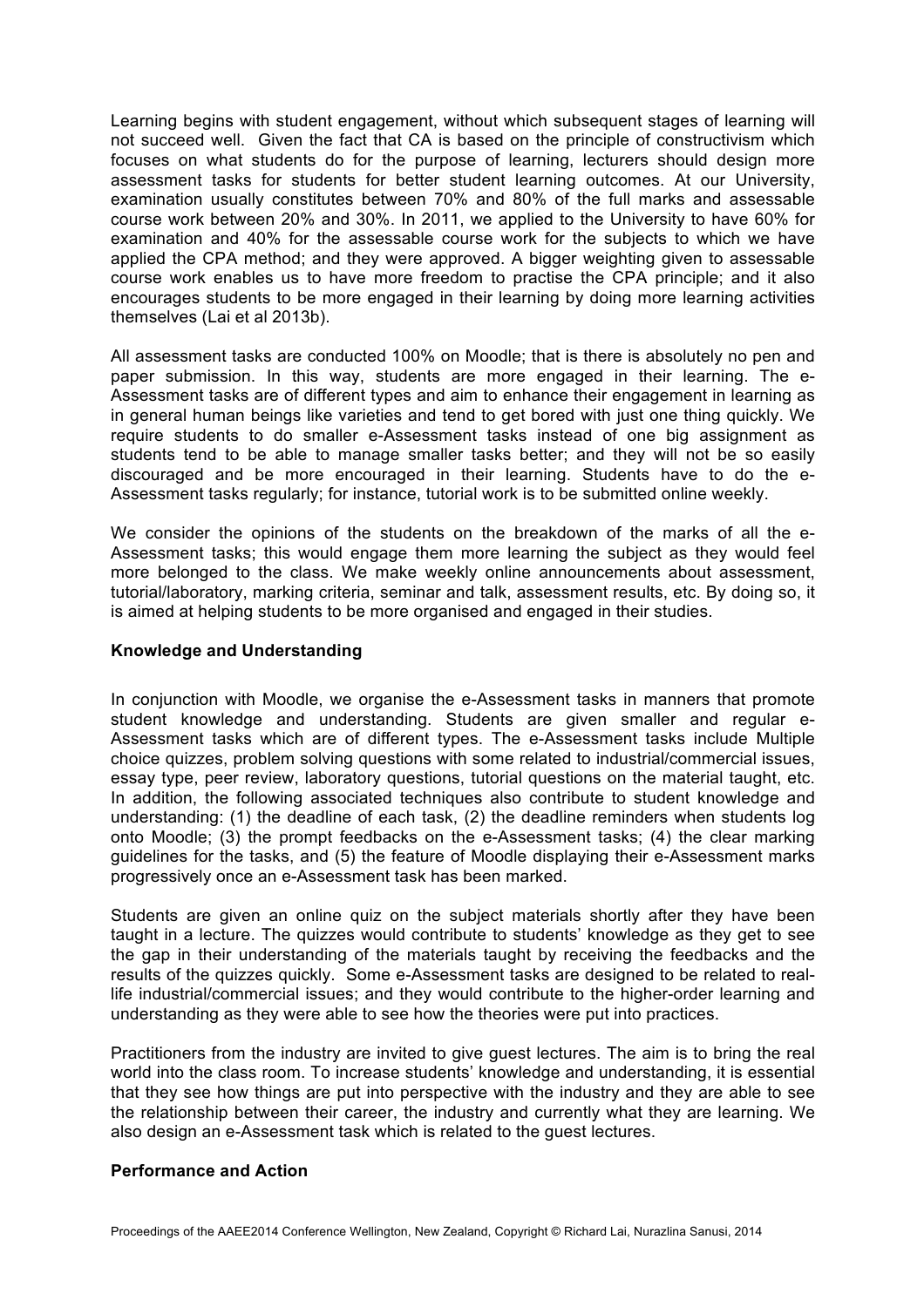Learning begins with student engagement, without which subsequent stages of learning will not succeed well. Given the fact that CA is based on the principle of constructivism which focuses on what students do for the purpose of learning, lecturers should design more assessment tasks for students for better student learning outcomes. At our University, examination usually constitutes between 70% and 80% of the full marks and assessable course work between 20% and 30%. In 2011, we applied to the University to have 60% for examination and 40% for the assessable course work for the subjects to which we have applied the CPA method; and they were approved. A bigger weighting given to assessable course work enables us to have more freedom to practise the CPA principle; and it also encourages students to be more engaged in their learning by doing more learning activities themselves (Lai et al 2013b).

All assessment tasks are conducted 100% on Moodle; that is there is absolutely no pen and paper submission. In this way, students are more engaged in their learning. The e-Assessment tasks are of different types and aim to enhance their engagement in learning as in general human beings like varieties and tend to get bored with just one thing quickly. We require students to do smaller e-Assessment tasks instead of one big assignment as students tend to be able to manage smaller tasks better; and they will not be so easily discouraged and be more encouraged in their learning. Students have to do the e-Assessment tasks regularly; for instance, tutorial work is to be submitted online weekly.

We consider the opinions of the students on the breakdown of the marks of all the e-Assessment tasks; this would engage them more learning the subject as they would feel more belonged to the class. We make weekly online announcements about assessment, tutorial/laboratory, marking criteria, seminar and talk, assessment results, etc. By doing so, it is aimed at helping students to be more organised and engaged in their studies.

**Knowledge and Understanding**

In conjunction with Moodle, we organise the e-Assessment tasks in manners that promote student knowledge and understanding. Students are given smaller and regular e-Assessment tasks which are of different types. The e-Assessment tasks include Multiple choice quizzes, problem solving questions with some related to industrial/commercial issues, essay type, peer review, laboratory questions, tutorial questions on the material taught, etc. In addition, the following associated techniques also contribute to student knowledge and understanding: (1) the deadline of each task, (2) the deadline reminders when students log onto Moodle; (3) the prompt feedbacks on the e-Assessment tasks; (4) the clear marking guidelines for the tasks, and (5) the feature of Moodle displaying their e-Assessment marks progressively once an e-Assessment task has been marked.

Students are given an online quiz on the subject materials shortly after they have been taught in a lecture. The quizzes would contribute to students' knowledge as they get to see the gap in their understanding of the materials taught by receiving the feedbacks and the results of the quizzes quickly. Some e-Assessment tasks are designed to be related to real-life industrial/commercial issues; and they would contribute to the higher-order learning and understanding as they were able to see how the theories were put into practices.

Practitioners from the industry are invited to give guest lectures. The aim is to bring the real world into the class room. To increase students' knowledge and understanding, it is essential that they see how things are put into perspective with the industry and they are able to see the relationship between their career, the industry and currently what they are learning. We also design an e-Assessment task which is related to the guest lectures.

**Performance and Action**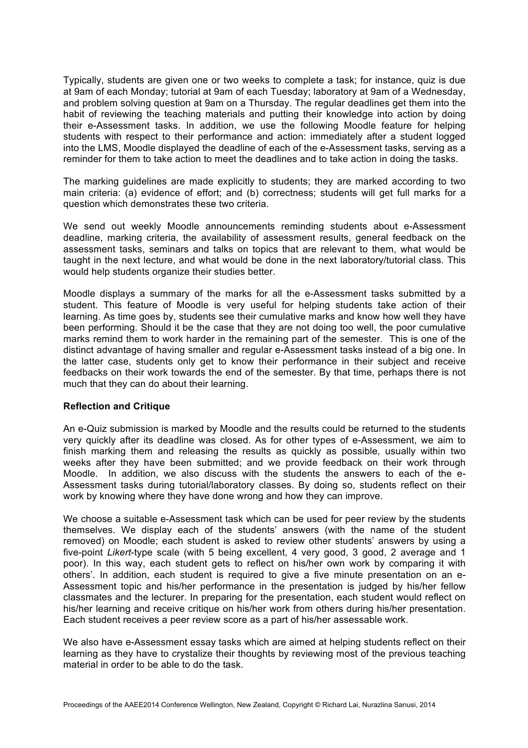Typically, students are given one or two weeks to complete a task; for instance, quiz is due at 9am of each Monday; tutorial at 9am of each Tuesday; laboratory at 9am of a Wednesday, and problem solving question at 9am on a Thursday. The regular deadlines get them into the habit of reviewing the teaching materials and putting their knowledge into action by doing their e-Assessment tasks. In addition, we use the following Moodle feature for helping students with respect to their performance and action: immediately after a student logged into the LMS, Moodle displayed the deadline of each of the e-Assessment tasks, serving as a reminder for them to take action to meet the deadlines and to take action in doing the tasks.

The marking guidelines are made explicitly to students; they are marked according to two main criteria: (a) evidence of effort; and (b) correctness; students will get full marks for a question which demonstrates these two criteria.

We send out weekly Moodle announcements reminding students about e-Assessment deadline, marking criteria, the availability of assessment results, general feedback on the assessment tasks, seminars and talks on topics that are relevant to them, what would be taught in the next lecture, and what would be done in the next laboratory/tutorial class. This would help students organize their studies better.

Moodle displays a summary of the marks for all the e-Assessment tasks submitted by a student. This feature of Moodle is very useful for helping students take action of their learning. As time goes by, students see their cumulative marks and know how well they have been performing. Should it be the case that they are not doing too well, the poor cumulative marks remind them to work harder in the remaining part of the semester. This is one of the distinct advantage of having smaller and regular e-Assessment tasks instead of a big one. In the latter case, students only get to know their performance in their subject and receive feedbacks on their work towards the end of the semester. By that time, perhaps there is not much that they can do about their learning.

**Reflection and Critique**

An e-Quiz submission is marked by Moodle and the results could be returned to the students very quickly after its deadline was closed. As for other types of e-Assessment, we aim to finish marking them and releasing the results as quickly as possible, usually within two weeks after they have been submitted; and we provide feedback on their work through Moodle. In addition, we also discuss with the students the answers to each of the e-Assessment tasks during tutorial/laboratory classes. By doing so, students reflect on their work by knowing where they have done wrong and how they can improve.

We choose a suitable e-Assessment task which can be used for peer review by the students themselves. We display each of the students' answers (with the name of the student removed) on Moodle; each student is asked to review other students' answers by using a five-point *Likert*-type scale (with 5 being excellent, 4 very good, 3 good, 2 average and 1 poor). In this way, each student gets to reflect on his/her own work by comparing it with others'. In addition, each student is required to give a five minute presentation on an e-Assessment topic and his/her performance in the presentation is judged by his/her fellow classmates and the lecturer. In preparing for the presentation, each student would reflect on his/her learning and receive critique on his/her work from others during his/her presentation. Each student receives a peer review score as a part of his/her assessable work.

We also have e-Assessment essay tasks which are aimed at helping students reflect on their learning as they have to crystalize their thoughts by reviewing most of the previous teaching material in order to be able to do the task.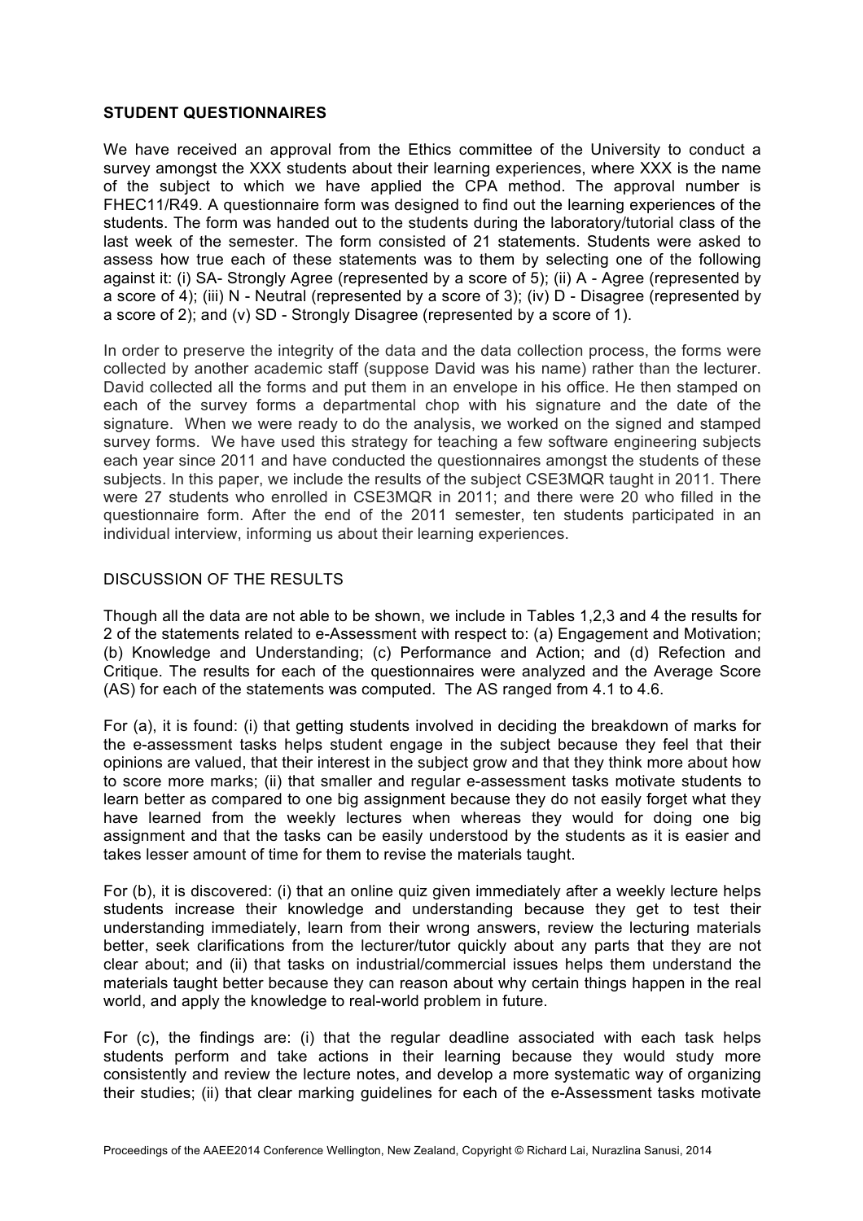### STUDENT QUESTIONNAIRES

We have received an approval from the Ethics committee of the University to conduct a survey amongst the XXX students about their learning experiences, where XXX is the name of the subject to which we have applied the CPA method. The approval number is FHEC11/R49. A questionnaire form was designed to find out the learning experiences of the students. The form was handed out to the students during the laboratory/tutorial class of the last week of the semester. The form consisted of 21 statements. Students were asked to assess how true each of these statements was to them by selecting one of the following against it: (i) SA- Strongly Agree (represented by a score of 5); (ii) A - Agree (represented by a score of 4); (iii) N - Neutral (represented by a score of 3); (iv) D - Disagree (represented by a score of 2); and (v) SD - Strongly Disagree (represented by a score of 1).

In order to preserve the integrity of the data and the data collection process, the forms were collected by another academic staff (suppose David was his name) rather than the lecturer. David collected all the forms and put them in an envelope in his office. He then stamped on each of the survey forms a departmental chop with his signature and the date of the signature. When we were ready to do the analysis, we worked on the signed and stamped survey forms. We have used this strategy for teaching a few software engineering subjects each year since 2011 and have conducted the questionnaires amongst the students of these subjects. In this paper, we include the results of the subject CSE3MQR taught in 2011. There were 27 students who enrolled in CSE3MQR in 2011; and there were 20 who filled in the questionnaire form. After the end of the 2011 semester, ten students participated in an individual interview, informing us about their learning experiences.

### DISCUSSION OF THE RESULTS

Though all the data are not able to be shown, we include in Tables 1,2,3 and 4 the results for 2 of the statements related to e-Assessment with respect to: (a) Engagement and Motivation; (b) Knowledge and Understanding; (c) Performance and Action; and (d) Refection and Critique. The results for each of the questionnaires were analyzed and the Average Score (AS) for each of the statements was computed. The AS ranged from 4.1 to 4.6.

For (a), it is found: (i) that getting students involved in deciding the breakdown of marks for the e-assessment tasks helps student engage in the subject because they feel that their opinions are valued, that their interest in the subject grow and that they think more about how to score more marks; (ii) that smaller and regular e-assessment tasks motivate students to learn better as compared to one big assignment because they do not easily forget what they have learned from the weekly lectures when whereas they would for doing one big assignment and that the tasks can be easily understood by the students as it is easier and takes lesser amount of time for them to revise the materials taught.

For (b), it is discovered: (i) that an online quiz given immediately after a weekly lecture helps students increase their knowledge and understanding because they get to test their understanding immediately, learn from their wrong answers, review the lecturing materials better, seek clarifications from the lecturer/tutor quickly about any parts that they are not clear about; and (ii) that tasks on industrial/commercial issues helps them understand the materials taught better because they can reason about why certain things happen in the real world, and apply the knowledge to real-world problem in future.

For (c), the findings are: (i) that the regular deadline associated with each task helps students perform and take actions in their learning because they would study more consistently and review the lecture notes, and develop a more systematic way of organizing their studies; (ii) that clear marking guidelines for each of the e-Assessment tasks motivate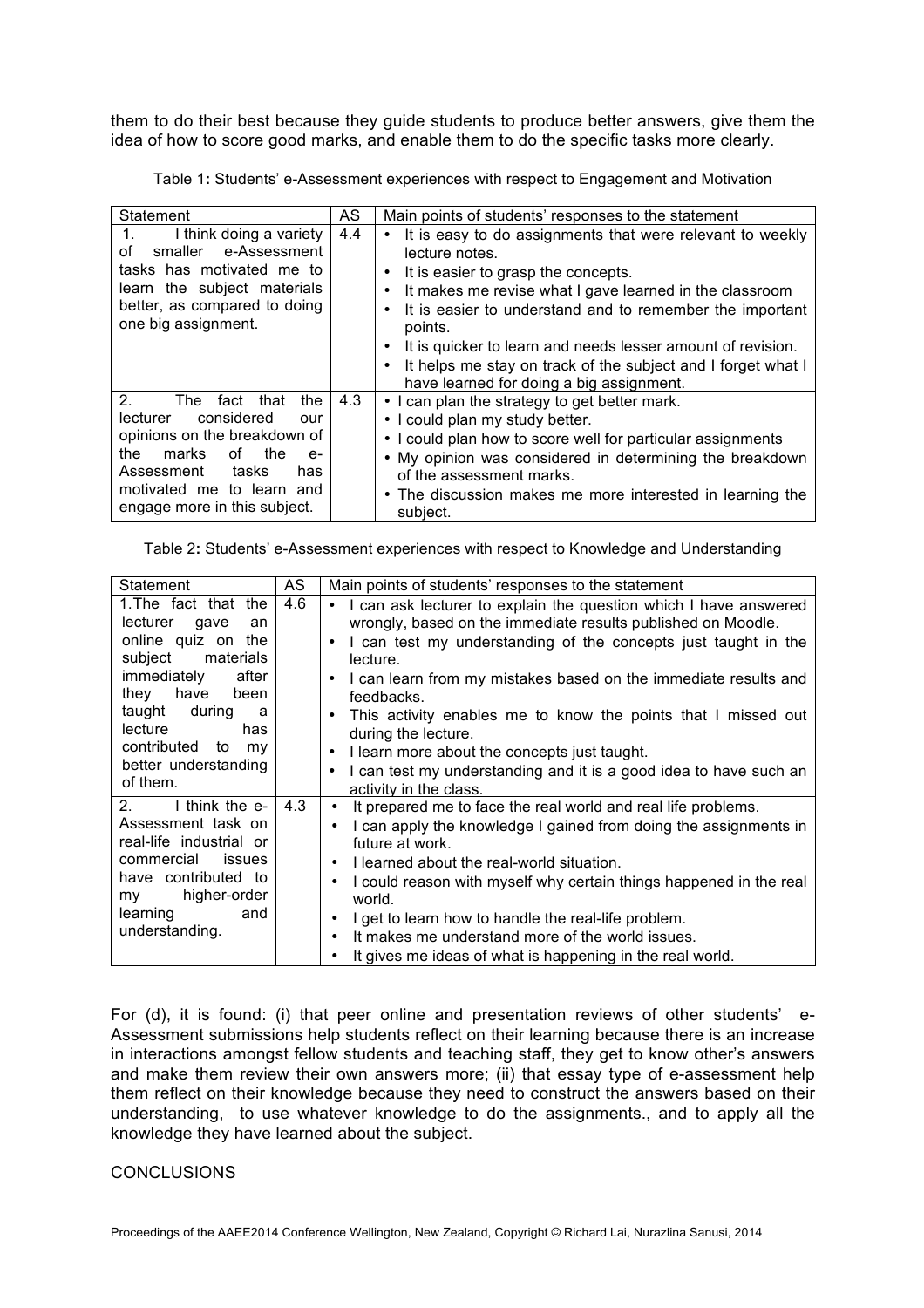them to do their best because they guide students to produce better answers, give them the idea of how to score good marks, and enable them to do the specific tasks more clearly.

Table 1: Students' e-Assessment experiences with respect to Engagement and Motivation

| Statement | AS | Main points of students' responses to the statement |
| --- | --- | --- |
| 1. I think doing a variety of smaller e-Assessment tasks has motivated me to learn the subject materials better, as compared to doing one big assignment. | 4.4 | • It is easy to do assignments that were relevant to weekly lecture notes.<br>• It is easier to grasp the concepts.<br>• It makes me revise what I gave learned in the classroom<br>• It is easier to understand and to remember the important points.<br>• It is quicker to learn and needs lesser amount of revision.<br>• It helps me stay on track of the subject and I forget what I have learned for doing a big assignment. |
| 2. The fact that the lecturer considered our opinions on the breakdown of the marks of the e-Assessment tasks has motivated me to learn and engage more in this subject. | 4.3 | • I can plan the strategy to get better mark.<br>• I could plan my study better.<br>• I could plan how to score well for particular assignments<br>• My opinion was considered in determining the breakdown of the assessment marks.<br>• The discussion makes me more interested in learning the subject. |

Table 2: Students' e-Assessment experiences with respect to Knowledge and Understanding

| Statement | AS | Main points of students' responses to the statement |
| --- | --- | --- |
| 1. The fact that the lecturer gave an online quiz on the subject materials immediately after they have been taught during a lecture has contributed to my better understanding of them. | 4.6 | • I can ask lecturer to explain the question which I have answered wrongly, based on the immediate results published on Moodle.<br>• I can test my understanding of the concepts just taught in the lecture.<br>• I can learn from my mistakes based on the immediate results and feedbacks.<br>• This activity enables me to know the points that I missed out during the lecture.<br>• I learn more about the concepts just taught.<br>• I can test my understanding and it is a good idea to have such an activity in the class. |
| 2. I think the e-Assessment task on real-life industrial or commercial issues have contributed to my higher-order learning and understanding. | 4.3 | • It prepared me to face the real world and real life problems.<br>• I can apply the knowledge I gained from doing the assignments in future at work.<br>• I learned about the real-world situation.<br>• I could reason with myself why certain things happened in the real world.<br>• I get to learn how to handle the real-life problem.<br>• It makes me understand more of the world issues.<br>• It gives me ideas of what is happening in the real world. |

For (d), it is found: (i) that peer online and presentation reviews of other students' e-Assessment submissions help students reflect on their learning because there is an increase in interactions amongst fellow students and teaching staff, they get to know other's answers and make them review their own answers more; (ii) that essay type of e-assessment help them reflect on their knowledge because they need to construct the answers based on their understanding, to use whatever knowledge to do the assignments., and to apply all the knowledge they have learned about the subject.

## CONCLUSIONS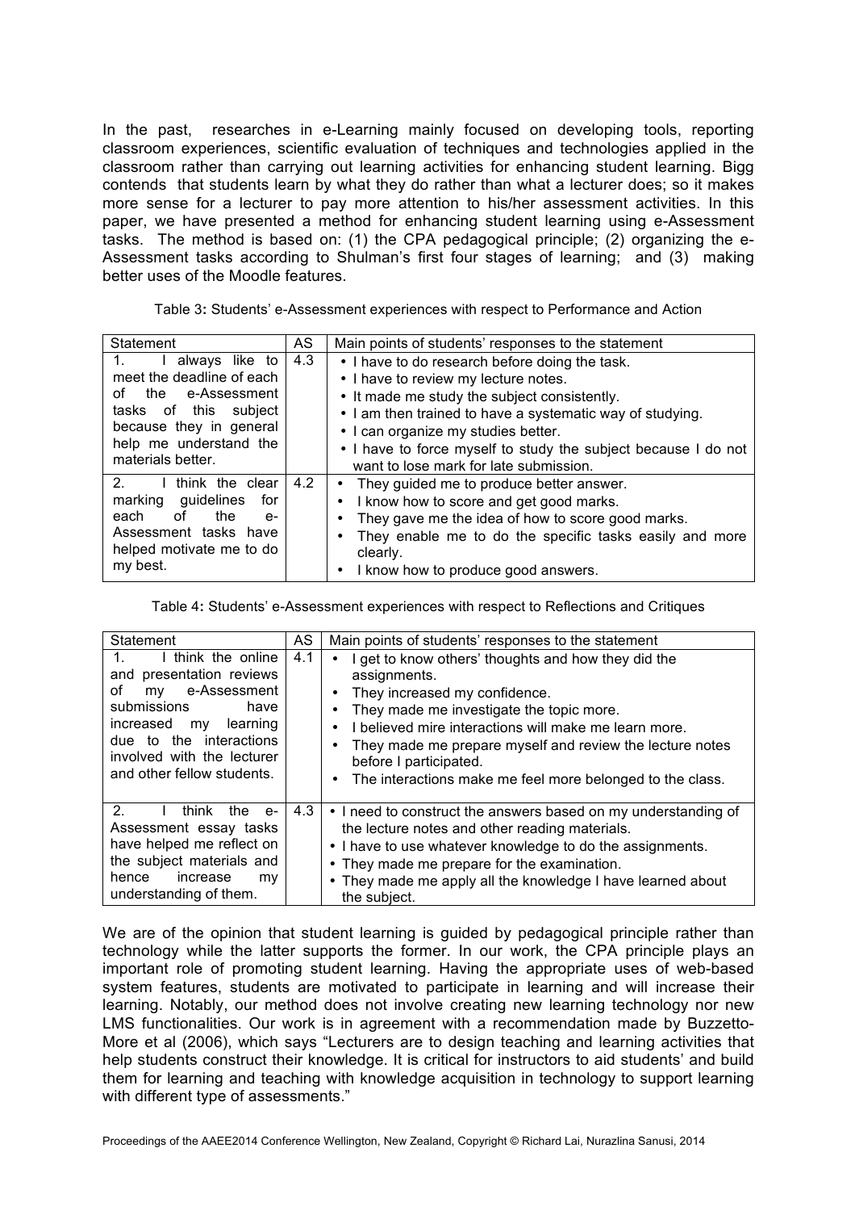In the past, researches in e-Learning mainly focused on developing tools, reporting classroom experiences, scientific evaluation of techniques and technologies applied in the classroom rather than carrying out learning activities for enhancing student learning. Bigg contends that students learn by what they do rather than what a lecturer does; so it makes more sense for a lecturer to pay more attention to his/her assessment activities. In this paper, we have presented a method for enhancing student learning using e-Assessment tasks. The method is based on: (1) the CPA pedagogical principle; (2) organizing the e-Assessment tasks according to Shulman's first four stages of learning; and (3) making better uses of the Moodle features.

Table 3: Students' e-Assessment experiences with respect to Performance and Action

| Statement | AS | Main points of students' responses to the statement |
|---|---|---|
| 1. I always like to meet the deadline of each of the e-Assessment tasks of this subject because they in general help me understand the materials better. | 4.3 | • I have to do research before doing the task.<br>• I have to review my lecture notes.<br>• It made me study the subject consistently.<br>• I am then trained to have a systematic way of studying.<br>• I can organize my studies better.<br>• I have to force myself to study the subject because I do not want to lose mark for late submission. |
| 2. I think the clear marking guidelines for each of the e-Assessment tasks have helped motivate me to do my best. | 4.2 | • They guided me to produce better answer.<br>• I know how to score and get good marks.<br>• They gave me the idea of how to score good marks.<br>• They enable me to do the specific tasks easily and more clearly.<br>• I know how to produce good answers. |

Table 4: Students' e-Assessment experiences with respect to Reflections and Critiques

| Statement | AS | Main points of students' responses to the statement |
|---|---|---|
| 1. I think the online and presentation reviews of my e-Assessment submissions have increased my learning due to the interactions involved with the lecturer and other fellow students. | 4.1 | • I get to know others' thoughts and how they did the assignments.<br>• They increased my confidence.<br>• They made me investigate the topic more.<br>• I believed mire interactions will make me learn more.<br>• They made me prepare myself and review the lecture notes before I participated.<br>• The interactions make me feel more belonged to the class. |
| 2. I think the e-Assessment essay tasks have helped me reflect on the subject materials and hence increase my understanding of them. | 4.3 | • I need to construct the answers based on my understanding of the lecture notes and other reading materials.<br>• I have to use whatever knowledge to do the assignments.<br>• They made me prepare for the examination.<br>• They made me apply all the knowledge I have learned about the subject. |

We are of the opinion that student learning is guided by pedagogical principle rather than technology while the latter supports the former. In our work, the CPA principle plays an important role of promoting student learning. Having the appropriate uses of web-based system features, students are motivated to participate in learning and will increase their learning. Notably, our method does not involve creating new learning technology nor new LMS functionalities. Our work is in agreement with a recommendation made by Buzzetto-More et al (2006), which says "Lecturers are to design teaching and learning activities that help students construct their knowledge. It is critical for instructors to aid students' and build them for learning and teaching with knowledge acquisition in technology to support learning with different type of assessments."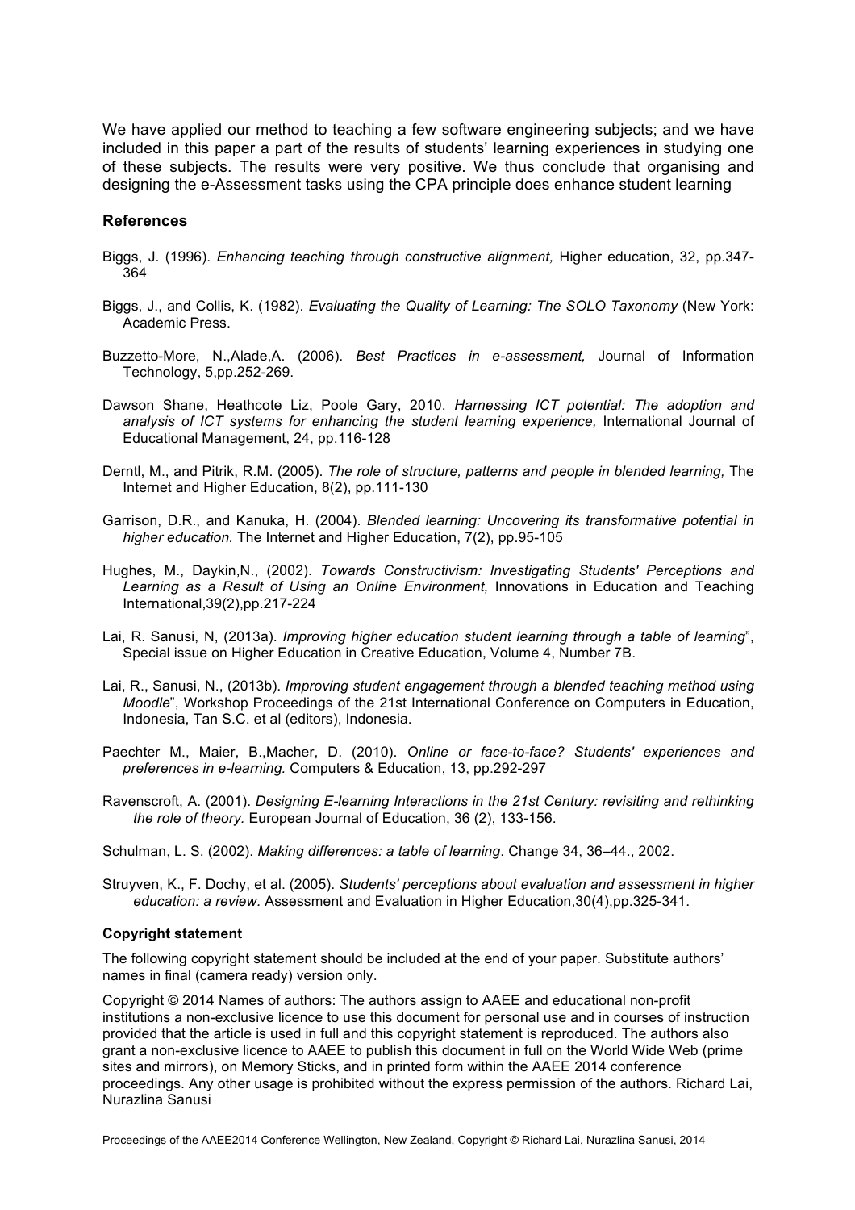We have applied our method to teaching a few software engineering subjects; and we have included in this paper a part of the results of students' learning experiences in studying one of these subjects. The results were very positive. We thus conclude that organising and designing the e-Assessment tasks using the CPA principle does enhance student learning

## References

Biggs, J. (1996). *Enhancing teaching through constructive alignment,* Higher education, 32, pp.347-364

Biggs, J., and Collis, K. (1982). *Evaluating the Quality of Learning: The SOLO Taxonomy* (New York: Academic Press.

Buzzetto-More, N.,Alade,A. (2006). *Best Practices in e-assessment,* Journal of Information Technology, 5,pp.252-269.

Dawson Shane, Heathcote Liz, Poole Gary, 2010. *Harnessing ICT potential: The adoption and analysis of ICT systems for enhancing the student learning experience,* International Journal of Educational Management, 24, pp.116-128

Derntl, M., and Pitrik, R.M. (2005). *The role of structure, patterns and people in blended learning,* The Internet and Higher Education, 8(2), pp.111-130

Garrison, D.R., and Kanuka, H. (2004). *Blended learning: Uncovering its transformative potential in higher education.* The Internet and Higher Education, 7(2), pp.95-105

Hughes, M., Daykin,N., (2002). *Towards Constructivism: Investigating Students' Perceptions and Learning as a Result of Using an Online Environment,* Innovations in Education and Teaching International,39(2),pp.217-224

Lai, R. Sanusi, N, (2013a). *Improving higher education student learning through a table of learning*", Special issue on Higher Education in Creative Education, Volume 4, Number 7B.

Lai, R., Sanusi, N., (2013b). *Improving student engagement through a blended teaching method using Moodle*", Workshop Proceedings of the 21st International Conference on Computers in Education, Indonesia, Tan S.C. et al (editors), Indonesia.

Paechter M., Maier, B.,Macher, D. (2010). *Online or face-to-face? Students' experiences and preferences in e-learning.* Computers & Education, 13, pp.292-297

Ravenscroft, A. (2001). *Designing E-learning Interactions in the 21st Century: revisiting and rethinking the role of theory.* European Journal of Education, 36 (2), 133-156.

Schulman, L. S. (2002). *Making differences: a table of learning*. Change 34, 36–44., 2002.

Struyven, K., F. Dochy, et al. (2005). *Students' perceptions about evaluation and assessment in higher education: a review.* Assessment and Evaluation in Higher Education,30(4),pp.325-341.

#### Copyright statement

The following copyright statement should be included at the end of your paper. Substitute authors' names in final (camera ready) version only.

Copyright © 2014 Names of authors: The authors assign to AAEE and educational non-profit institutions a non-exclusive licence to use this document for personal use and in courses of instruction provided that the article is used in full and this copyright statement is reproduced. The authors also grant a non-exclusive licence to AAEE to publish this document in full on the World Wide Web (prime sites and mirrors), on Memory Sticks, and in printed form within the AAEE 2014 conference proceedings. Any other usage is prohibited without the express permission of the authors. Richard Lai, Nurazlina Sanusi